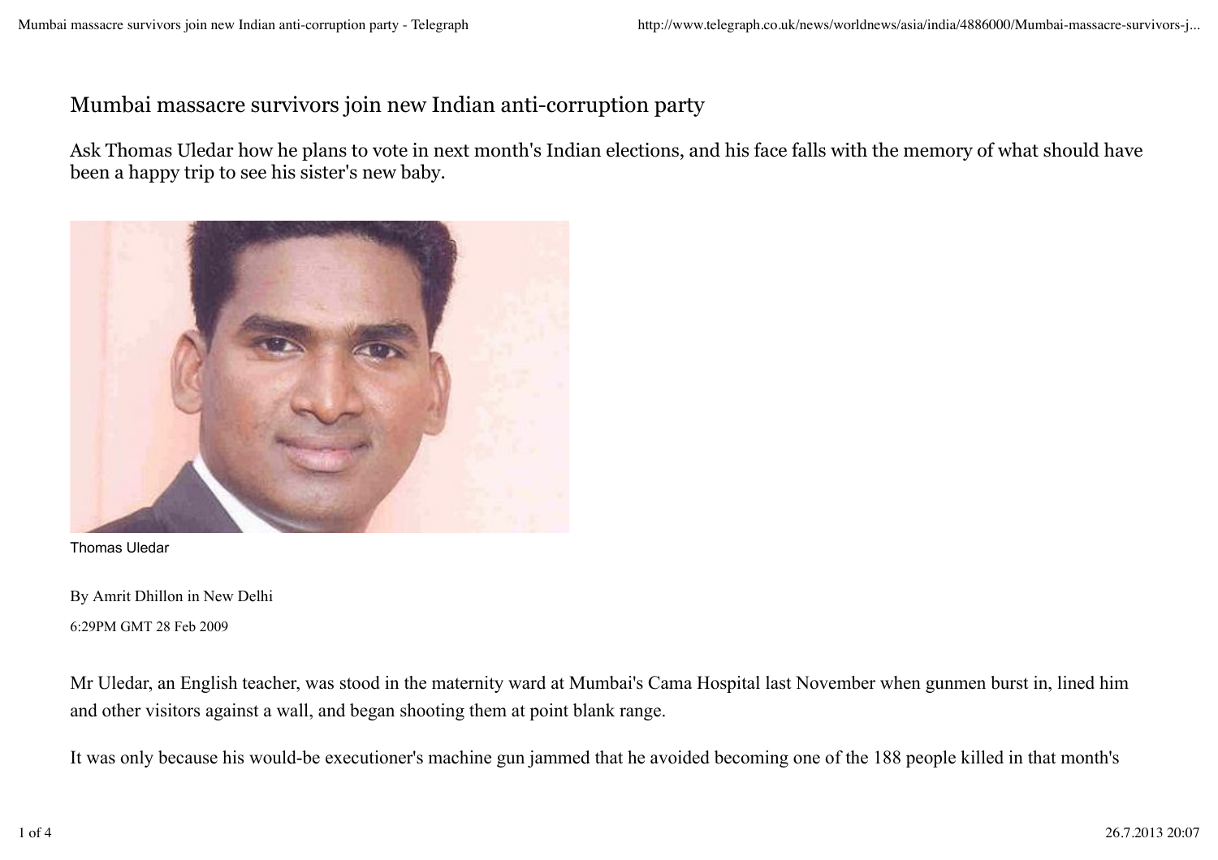# Mumbai massacre survivors join new Indian anti-corruption party

Ask Thomas Uledar how he plans to vote in next month's Indian elections, and his face falls with the memory of what should have been a happy trip to see his sister's new baby.

Thomas Uledar

By Amrit Dhillon in New Delhi

6:29PM GMT 28 Feb 2009

Mr Uledar, an English teacher, was stood in the maternity ward at Mumbai's Cama Hospital last November when gunmen burst in, lined him and other visitors against a wall, and began shooting them at point blank range.

It was only because his would-be executioner's machine gun jammed that he avoided becoming one of the 188 people killed in that month's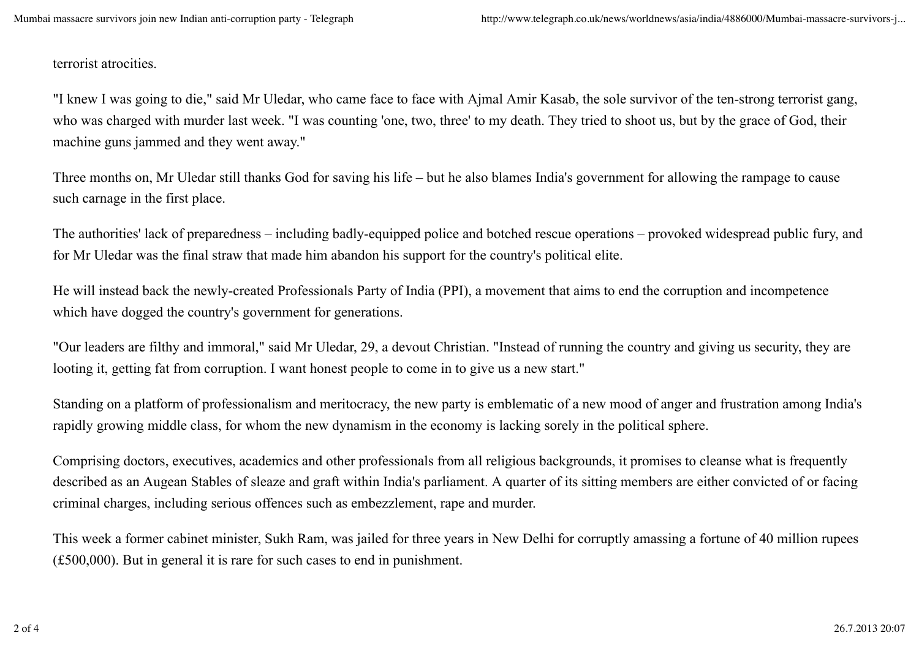terrorist atrocities.

"I knew I was going to die," said Mr Uledar, who came face to face with Ajmal Amir Kasab, the sole survivor of the ten-strong terrorist gang, who was charged with murder last week. "I was counting 'one, two, three' to my death. They tried to shoot us, but by the grace of God, their machine guns jammed and they went away."

Three months on, Mr Uledar still thanks God for saving his life – but he also blames India's government for allowing the rampage to cause such carnage in the first place.

The authorities' lack of preparedness – including badly-equipped police and botched rescue operations – provoked widespread public fury, and for Mr Uledar was the final straw that made him abandon his support for the country's political elite.

He will instead back the newly-created Professionals Party of India (PPI), a movement that aims to end the corruption and incompetence which have dogged the country's government for generations.

"Our leaders are filthy and immoral," said Mr Uledar, 29, a devout Christian. "Instead of running the country and giving us security, they are looting it, getting fat from corruption. I want honest people to come in to give us a new start."

Standing on a platform of professionalism and meritocracy, the new party is emblematic of a new mood of anger and frustration among India's rapidly growing middle class, for whom the new dynamism in the economy is lacking sorely in the political sphere.

Comprising doctors, executives, academics and other professionals from all religious backgrounds, it promises to cleanse what is frequently described as an Augean Stables of sleaze and graft within India's parliament. A quarter of its sitting members are either convicted of or facing criminal charges, including serious offences such as embezzlement, rape and murder.

This week a former cabinet minister, Sukh Ram, was jailed for three years in New Delhi for corruptly amassing a fortune of 40 million rupees (£500,000). But in general it is rare for such cases to end in punishment.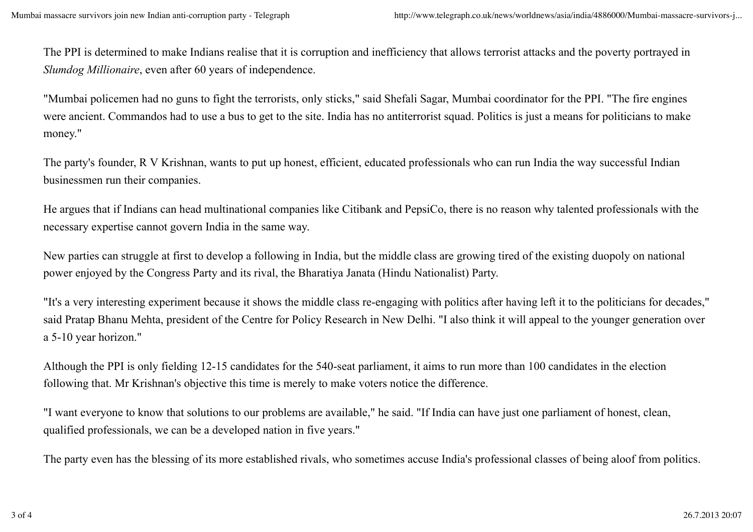The PPI is determined to make Indians realise that it is corruption and inefficiency that allows terrorist attacks and the poverty portrayed in *Slumdog Millionaire*, even after 60 years of independence.

"Mumbai policemen had no guns to fight the terrorists, only sticks," said Shefali Sagar, Mumbai coordinator for the PPI. "The fire engines were ancient. Commandos had to use a bus to get to the site. India has no antiterrorist squad. Politics is just a means for politicians to make money."

The party's founder, R V Krishnan, wants to put up honest, efficient, educated professionals who can run India the way successful Indian businessmen run their companies.

He argues that if Indians can head multinational companies like Citibank and PepsiCo, there is no reason why talented professionals with the necessary expertise cannot govern India in the same way.

New parties can struggle at first to develop a following in India, but the middle class are growing tired of the existing duopoly on national power enjoyed by the Congress Party and its rival, the Bharatiya Janata (Hindu Nationalist) Party.

"It's a very interesting experiment because it shows the middle class re-engaging with politics after having left it to the politicians for decades," said Pratap Bhanu Mehta, president of the Centre for Policy Research in New Delhi. "I also think it will appeal to the younger generation over a 5-10 year horizon."

Although the PPI is only fielding 12-15 candidates for the 540-seat parliament, it aims to run more than 100 candidates in the election following that. Mr Krishnan's objective this time is merely to make voters notice the difference.

"I want everyone to know that solutions to our problems are available," he said. "If India can have just one parliament of honest, clean, qualified professionals, we can be a developed nation in five years."

The party even has the blessing of its more established rivals, who sometimes accuse India's professional classes of being aloof from politics.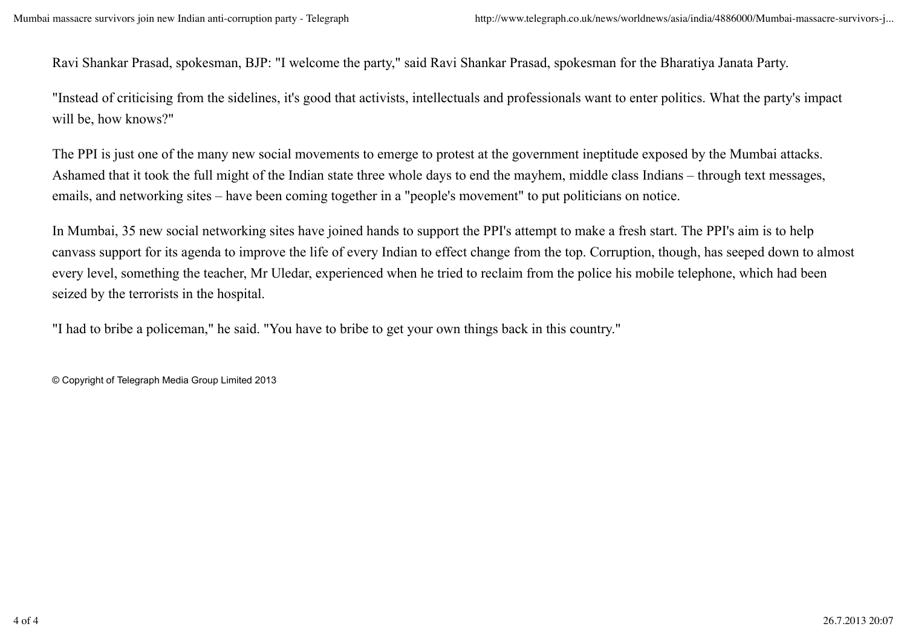Ravi Shankar Prasad, spokesman, BJP: "I welcome the party," said Ravi Shankar Prasad, spokesman for the Bharatiya Janata Party.

"Instead of criticising from the sidelines, it's good that activists, intellectuals and professionals want to enter politics. What the party's impact will be, how knows?"

The PPI is just one of the many new social movements to emerge to protest at the government ineptitude exposed by the Mumbai attacks. Ashamed that it took the full might of the Indian state three whole days to end the mayhem, middle class Indians – through text messages, emails, and networking sites – have been coming together in a "people's movement" to put politicians on notice.

In Mumbai, 35 new social networking sites have joined hands to support the PPI's attempt to make a fresh start. The PPI's aim is to help canvass support for its agenda to improve the life of every Indian to effect change from the top. Corruption, though, has seeped down to almost every level, something the teacher, Mr Uledar, experienced when he tried to reclaim from the police his mobile telephone, which had been seized by the terrorists in the hospital.

"I had to bribe a policeman," he said. "You have to bribe to get your own things back in this country."

© Copyright of Telegraph Media Group Limited 2013